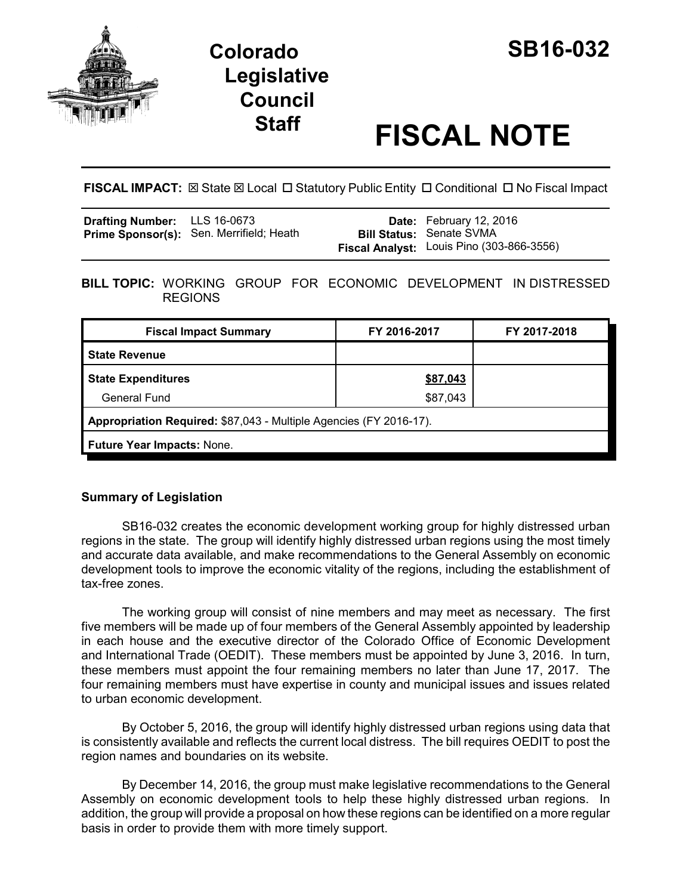# Colorado Legislative Council Staff

# SB16-032

# FISCAL NOTE

**FISCAL IMPACT:** ☒ State ☒ Local ☐ Statutory Public Entity ☐ Conditional ☐ No Fiscal Impact

| | | | |
|---|---|---|---|
| **Drafting Number:** | LLS 16-0673 | **Date:** | February 12, 2016 |
| **Prime Sponsor(s):** | Sen. Merrifield; Heath | **Bill Status:** | Senate SVMA |
| | | **Fiscal Analyst:** | Louis Pino (303-866-3556) |

**BILL TOPIC:** WORKING GROUP FOR ECONOMIC DEVELOPMENT IN DISTRESSED REGIONS

| Fiscal Impact Summary | FY 2016-2017 | FY 2017-2018 |
|---|---|---|
| **State Revenue** | | |
| **State Expenditures** | **$87,043** | |
| General Fund | $87,043 | |
| **Appropriation Required:** $87,043 - Multiple Agencies (FY 2016-17). | | |
| **Future Year Impacts:** None. | | |

### Summary of Legislation

SB16-032 creates the economic development working group for highly distressed urban regions in the state. The group will identify highly distressed urban regions using the most timely and accurate data available, and make recommendations to the General Assembly on economic development tools to improve the economic vitality of the regions, including the establishment of tax-free zones.

The working group will consist of nine members and may meet as necessary. The first five members will be made up of four members of the General Assembly appointed by leadership in each house and the executive director of the Colorado Office of Economic Development and International Trade (OEDIT). These members must be appointed by June 3, 2016. In turn, these members must appoint the four remaining members no later than June 17, 2017. The four remaining members must have expertise in county and municipal issues and issues related to urban economic development.

By October 5, 2016, the group will identify highly distressed urban regions using data that is consistently available and reflects the current local distress. The bill requires OEDIT to post the region names and boundaries on its website.

By December 14, 2016, the group must make legislative recommendations to the General Assembly on economic development tools to help these highly distressed urban regions. In addition, the group will provide a proposal on how these regions can be identified on a more regular basis in order to provide them with more timely support.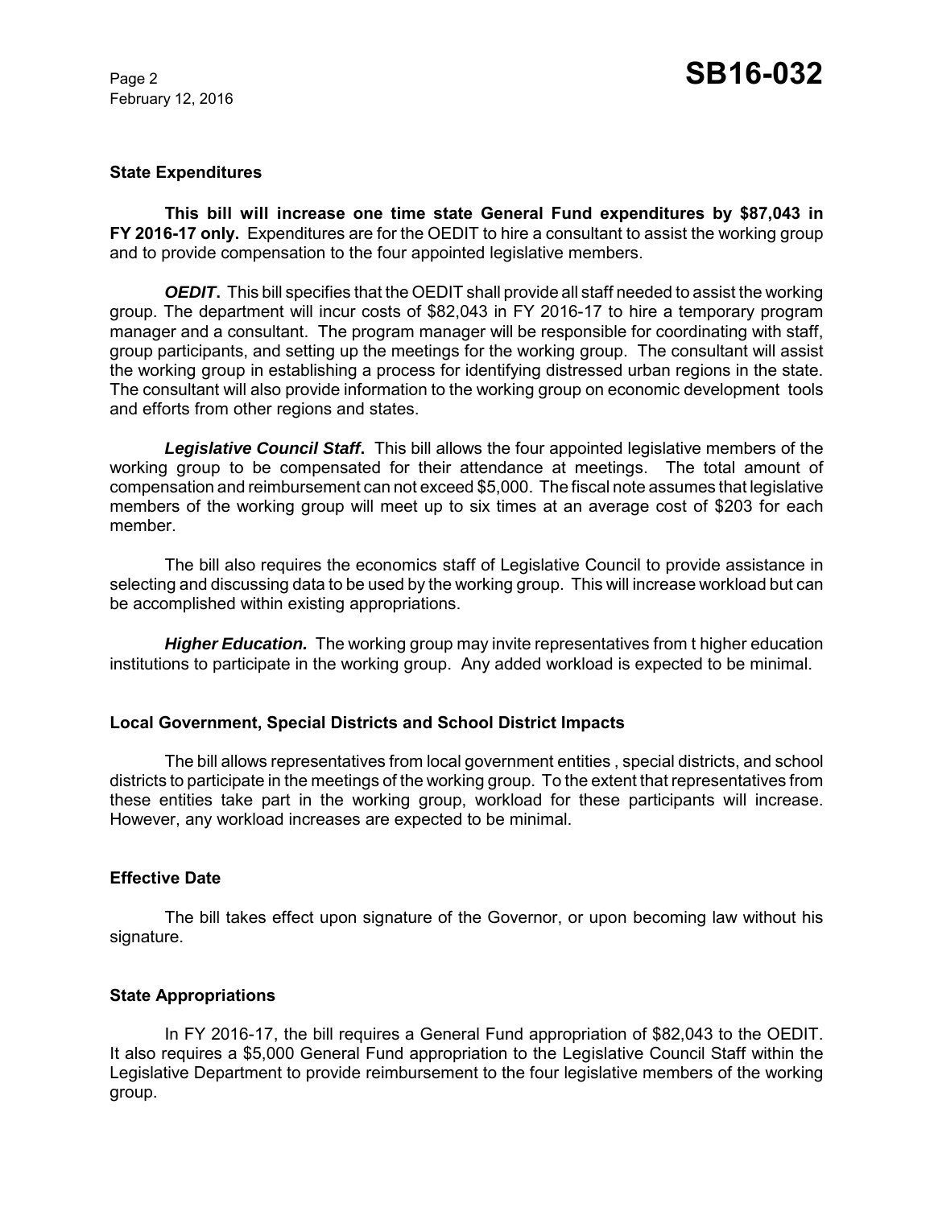## State Expenditures

**This bill will increase one time state General Fund expenditures by $87,043 in FY 2016-17 only.** Expenditures are for the OEDIT to hire a consultant to assist the working group and to provide compensation to the four appointed legislative members.

***OEDIT*.** This bill specifies that the OEDIT shall provide all staff needed to assist the working group. The department will incur costs of $82,043 in FY 2016-17 to hire a temporary program manager and a consultant. The program manager will be responsible for coordinating with staff, group participants, and setting up the meetings for the working group. The consultant will assist the working group in establishing a process for identifying distressed urban regions in the state. The consultant will also provide information to the working group on economic development tools and efforts from other regions and states.

***Legislative Council Staff*.** This bill allows the four appointed legislative members of the working group to be compensated for their attendance at meetings. The total amount of compensation and reimbursement can not exceed $5,000. The fiscal note assumes that legislative members of the working group will meet up to six times at an average cost of $203 for each member.

The bill also requires the economics staff of Legislative Council to provide assistance in selecting and discussing data to be used by the working group. This will increase workload but can be accomplished within existing appropriations.

***Higher Education.*** The working group may invite representatives from t higher education institutions to participate in the working group. Any added workload is expected to be minimal.

## Local Government, Special Districts and School District Impacts

The bill allows representatives from local government entities , special districts, and school districts to participate in the meetings of the working group. To the extent that representatives from these entities take part in the working group, workload for these participants will increase. However, any workload increases are expected to be minimal.

## Effective Date

The bill takes effect upon signature of the Governor, or upon becoming law without his signature.

## State Appropriations

In FY 2016-17, the bill requires a General Fund appropriation of $82,043 to the OEDIT. It also requires a $5,000 General Fund appropriation to the Legislative Council Staff within the Legislative Department to provide reimbursement to the four legislative members of the working group.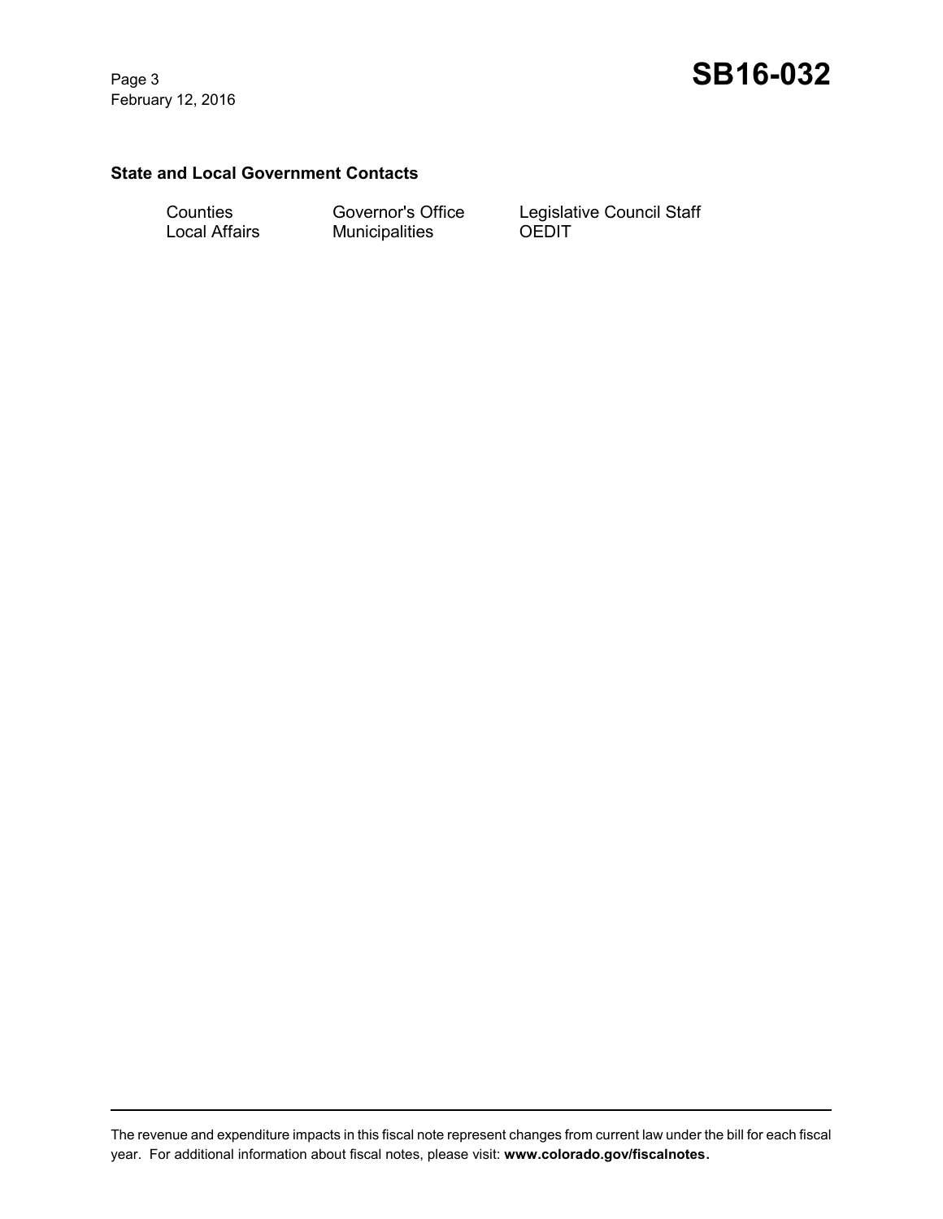### State and Local Government Contacts

| | | |
|---|---|---|
| Counties | Governor's Office | Legislative Council Staff |
| Local Affairs | Municipalities | OEDIT |

The revenue and expenditure impacts in this fiscal note represent changes from current law under the bill for each fiscal year. For additional information about fiscal notes, please visit: **www.colorado.gov/fiscalnotes.**